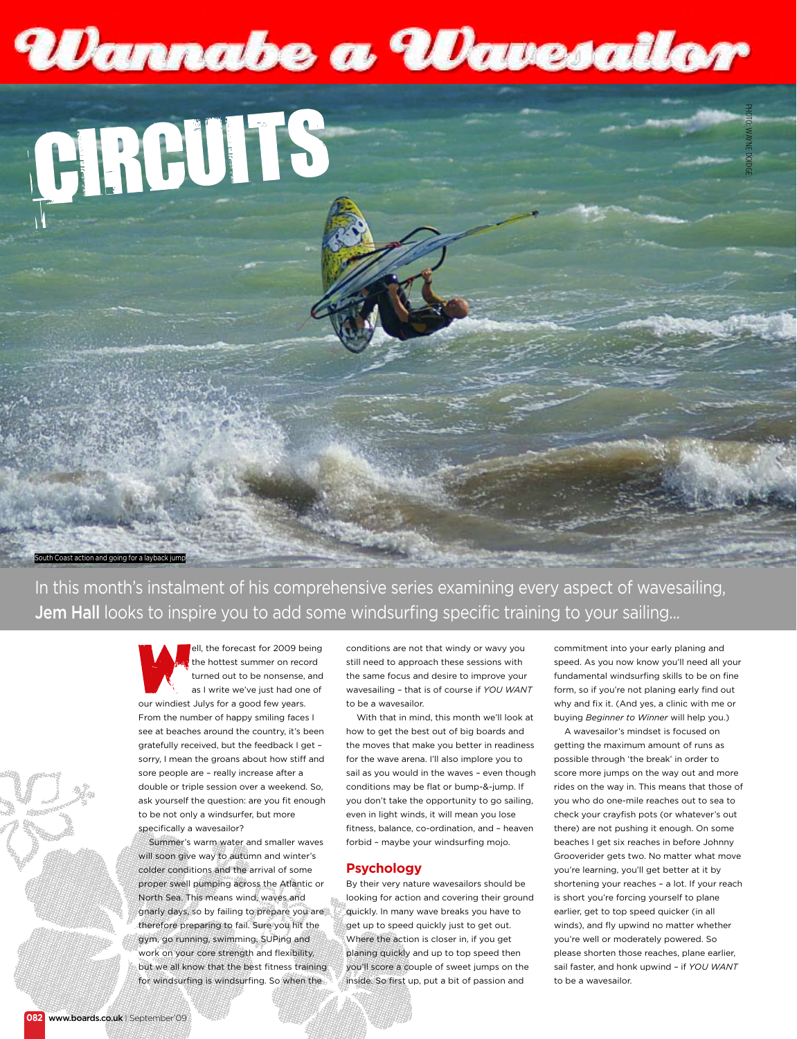# Wannabe a Wavesailor

## CIRCUITS

PHOTO: WAYNE DODGE

South Coast action and going for a layback jump

In this month's instalment of his comprehensive series examining every aspect of wavesailing, **Jem Hall** looks to inspire you to add some windsurfing specific training to your sailing...

Well, the forecast for 2009 being the hottest summer on record turned out to be nonsense, and as I write we've just had one of our windiest Julys for a good few years. From the number of happy smiling faces I see at beaches around the country, it's been gratefully received, but the feedback I get – sorry, I mean the groans about how stiff and sore people are – really increase after a double or triple session over a weekend. So, ask yourself the question: are you fit enough to be not only a windsurfer, but more specifically a wavesailor?

Summer's warm water and smaller waves will soon give way to autumn and winter's colder conditions and the arrival of some proper swell pumping across the Atlantic or North Sea. This means wind, waves and gnarly days, so by failing to prepare you are therefore preparing to fail. Sure you hit the gym, go running, swimming, SUPing and work on your core strength and flexibility, but we all know that the best fitness training for windsurfing is windsurfing. So when the conditions are not that windy or wavy you still need to approach these sessions with the same focus and desire to improve your wavesailing – that is of course if *YOU WANT* to be a wavesailor.

With that in mind, this month we'll look at how to get the best out of big boards and the moves that make you better in readiness for the wave arena. I'll also implore you to sail as you would in the waves – even though conditions may be flat or bump-&-jump. If you don't take the opportunity to go sailing, even in light winds, it will mean you lose fitness, balance, co-ordination, and – heaven forbid – maybe your windsurfing mojo.

### Psychology

By their very nature wavesailors should be looking for action and covering their ground quickly. In many wave breaks you have to get up to speed quickly just to get out. Where the action is closer in, if you get planing quickly and up to top speed then you'll score a couple of sweet jumps on the inside. So first up, put a bit of passion and commitment into your early planing and speed. As you now know you'll need all your fundamental windsurfing skills to be on fine form, so if you're not planing early find out why and fix it. (And yes, a clinic with me or buying *Beginner to Winner* will help you.)

A wavesailor's mindset is focused on getting the maximum amount of runs as possible through 'the break' in order to score more jumps on the way out and more rides on the way in. This means that those of you who do one-mile reaches out to sea to check your crayfish pots (or whatever's out there) are not pushing it enough. On some beaches I get six reaches in before Johnny Grooverider gets two. No matter what move you're learning, you'll get better at it by shortening your reaches – a lot. If your reach is short you're forcing yourself to plane earlier, get to top speed quicker (in all winds), and fly upwind no matter whether you're well or moderately powered. So please shorten those reaches, plane earlier, sail faster, and honk upwind – if *YOU WANT* to be a wavesailor.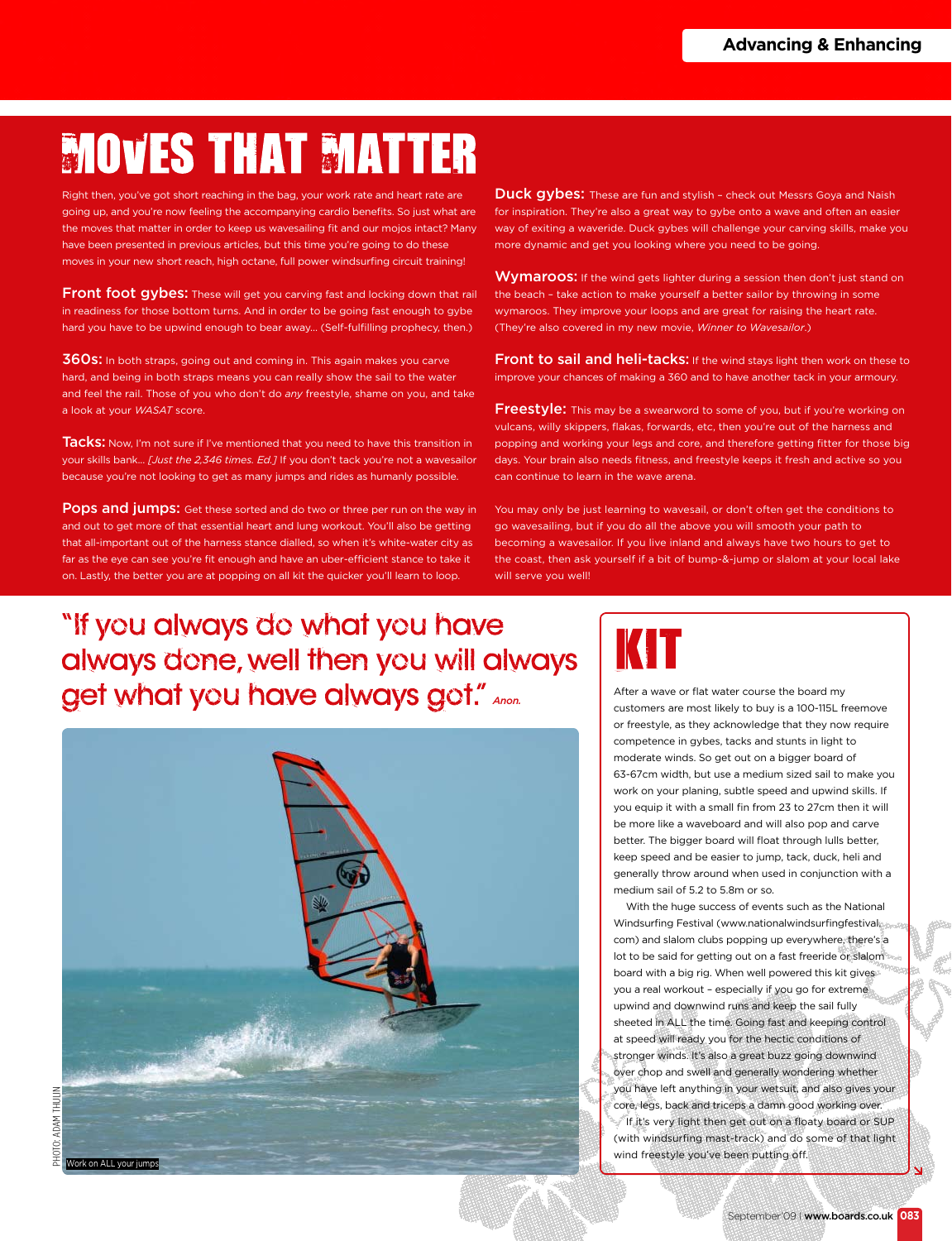# MOVES THAT MATTER

Right then, you've got short reaching in the bag, your work rate and heart rate are going up, and you're now feeling the accompanying cardio benefits. So just what are the moves that matter in order to keep us wavesailing fit and our mojos intact? Many have been presented in previous articles, but this time you're going to do these moves in your new short reach, high octane, full power windsurfing circuit training!

**Front foot gybes:** These will get you carving fast and locking down that rail in readiness for those bottom turns. And in order to be going fast enough to gybe hard you have to be upwind enough to bear away... (Self-fulfilling prophecy, then.)

**360s:** In both straps, going out and coming in. This again makes you carve hard, and being in both straps means you can really show the sail to the water and feel the rail. Those of you who don't do *any* freestyle, shame on you, and take a look at your *WASAT* score.

**Tacks:** Now, I'm not sure if I've mentioned that you need to have this transition in your skills bank... *[Just the 2,346 times. Ed.]* If you don't tack you're not a wavesailor because you're not looking to get as many jumps and rides as humanly possible.

**Pops and jumps:** Get these sorted and do two or three per run on the way in and out to get more of that essential heart and lung workout. You'll also be getting that all-important out of the harness stance dialled, so when it's white-water city as far as the eye can see you're fit enough and have an uber-efficient stance to take it on. Lastly, the better you are at popping on all kit the quicker you'll learn to loop.

**Duck gybes:** These are fun and stylish – check out Messrs Goya and Naish for inspiration. They're also a great way to gybe onto a wave and often an easier way of exiting a waveride. Duck gybes will challenge your carving skills, make you more dynamic and get you looking where you need to be going.

**Wymaroos:** If the wind gets lighter during a session then don't just stand on the beach – take action to make yourself a better sailor by throwing in some wymaroos. They improve your loops and are great for raising the heart rate. (They're also covered in my new movie, *Winner to Wavesailor*.)

**Front to sail and heli-tacks:** If the wind stays light then work on these to improve your chances of making a 360 and to have another tack in your armoury.

**Freestyle:** This may be a swearword to some of you, but if you're working on vulcans, willy skippers, flakas, forwards, etc, then you're out of the harness and popping and working your legs and core, and therefore getting fitter for those big days. Your brain also needs fitness, and freestyle keeps it fresh and active so you can continue to learn in the wave arena.

You may only be just learning to wavesail, or don't often get the conditions to go wavesailing, but if you do all the above you will smooth your path to becoming a wavesailor. If you live inland and always have two hours to get to the coast, then ask yourself if a bit of bump-&-jump or slalom at your local lake will serve you well!

> "If you always do what you have always done, well then you will always get what you have always got." *Anon.*

PHOTO: ADAM THULIN

Work on ALL your jumps

## KIT

After a wave or flat water course the board my customers are most likely to buy is a 100-115L freemove or freestyle, as they acknowledge that they now require competence in gybes, tacks and stunts in light to moderate winds. So get out on a bigger board of 63-67cm width, but use a medium sized sail to make you work on your planing, subtle speed and upwind skills. If you equip it with a small fin from 23 to 27cm then it will be more like a waveboard and will also pop and carve better. The bigger board will float through lulls better, keep speed and be easier to jump, tack, duck, heli and generally throw around when used in conjunction with a medium sail of 5.2 to 5.8m or so.

With the huge success of events such as the National Windsurfing Festival (www.nationalwindsurfingfestival.com) and slalom clubs popping up everywhere, there's a lot to be said for getting out on a fast freeride or slalom board with a big rig. When well powered this kit gives you a real workout – especially if you go for extreme upwind and downwind runs and keep the sail fully sheeted in ALL the time. Going fast and keeping control at speed will ready you for the hectic conditions of stronger winds. It's also a great buzz going downwind over chop and swell and generally wondering whether you have left anything in your wetsuit, and also gives your core, legs, back and triceps a damn good working over.

If it's very light then get out on a floaty board or SUP (with windsurfing mast-track) and do some of that light wind freestyle you've been putting off.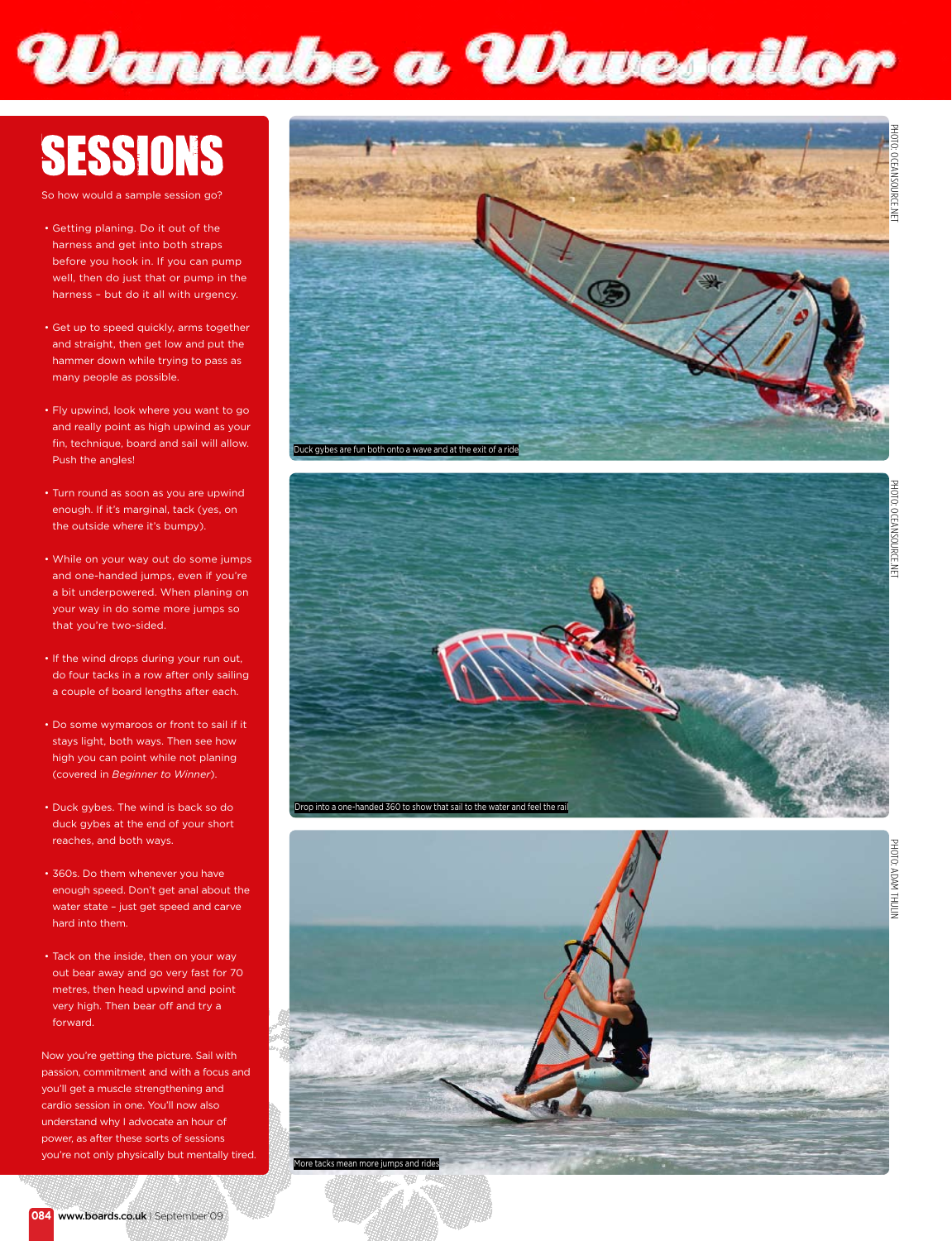## SESSIONS

So how would a sample session go?

- Getting planing. Do it out of the harness and get into both straps before you hook in. If you can pump well, then do just that or pump in the harness – but do it all with urgency.
- Get up to speed quickly, arms together and straight, then get low and put the hammer down while trying to pass as many people as possible.
- Fly upwind, look where you want to go and really point as high upwind as your fin, technique, board and sail will allow. Push the angles!
- Turn round as soon as you are upwind enough. If it's marginal, tack (yes, on the outside where it's bumpy).
- While on your way out do some jumps and one-handed jumps, even if you're a bit underpowered. When planing on your way in do some more jumps so that you're two-sided.
- If the wind drops during your run out, do four tacks in a row after only sailing a couple of board lengths after each.
- Do some wymaroos or front to sail if it stays light, both ways. Then see how high you can point while not planing (covered in *Beginner to Winner*).
- Duck gybes. The wind is back so do duck gybes at the end of your short reaches, and both ways.
- 360s. Do them whenever you have enough speed. Don't get anal about the water state – just get speed and carve hard into them.
- Tack on the inside, then on your way out bear away and go very fast for 70 metres, then head upwind and point very high. Then bear off and try a forward.

Now you're getting the picture. Sail with passion, commitment and with a focus and you'll get a muscle strengthening and cardio session in one. You'll now also understand why I advocate an hour of power, as after these sorts of sessions you're not only physically but mentally tired.

Duck gybes are fun both onto a wave and at the exit of a ride

PHOTO: OCEANSOURCE.NET

Drop into a one-handed 360 to show that sail to the water and feel the rail

PHOTO: OCEANSOURCE.NET

More tacks mean more jumps and rides

PHOTO: ADAM THULIN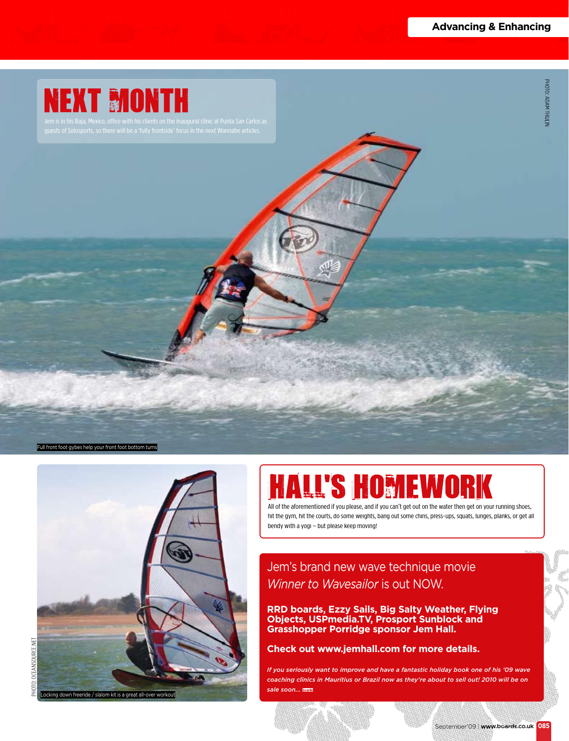## NEXT MONTH

Jem is in his Baja, Mexico, office with his clients on the inaugural clinic at Punta San Carlos as guests of Solosports, so there will be a 'fully frontside' focus in the next Wannabe articles.

PHOTO: ADAM THULIN

Full front foot gybes help your front foot bottom turns

PHOTO: OCEANSOURCE.NET

Locking down freeride / slalom kit is a great all-over workout

## HALL'S HOMEWORK

All of the aforementioned if you please, and if you can't get out on the water then get on your running shoes, hit the gym, hit the courts, do some weights, bang out some chins, press-ups, squats, lunges, planks, or get all bendy with a yogi – but please keep moving!

Jem's brand new wave technique movie *Winner to Wavesailor* is out NOW.

**RRD boards, Ezzy Sails, Big Salty Weather, Flying Objects, USPmedia.TV, Prosport Sunblock and Grasshopper Porridge sponsor Jem Hall.**

**Check out www.jemhall.com for more details.**

*If you seriously want to improve and have a fantastic holiday book one of his '09 wave coaching clinics in Mauritius or Brazil now as they're about to sell out! 2010 will be on sale soon...*